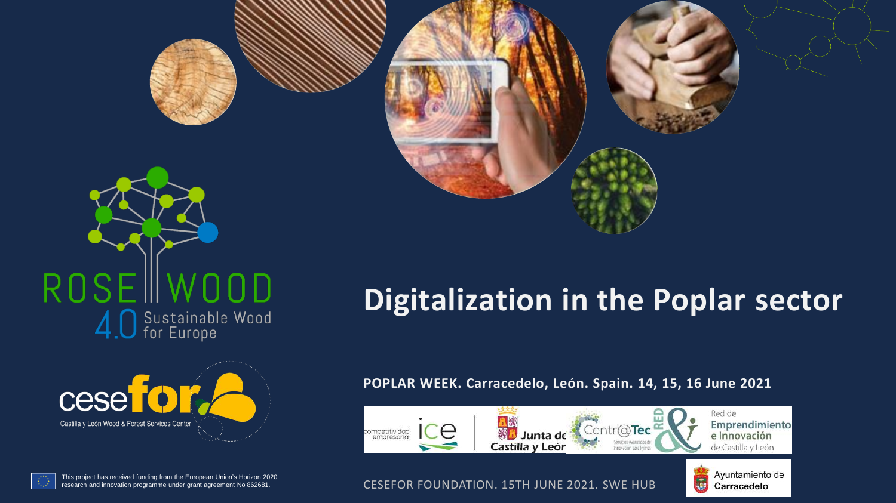# Digitalization in the Poplar sector

**POPLAR WEEK. Carracedelo, León. Spain. 14, 15, 16 June 2021**

CESEFOR FOUNDATION. 15TH JUNE 2021. SWE HUB

ROSEWOOD 4.0 Sustainable Wood for Europe

cesefor Castilla y León Wood & Forest Services Center

competitividad empresarial ice | Junta de Castilla y León | Centr@Tec Servicios Avanzados de Innovación para Pymes | RED Red de Emprendimiento e Innovación de Castilla y León

Ayuntamiento de Carracedelo

This project has received funding from the European Union's Horizon 2020 research and innovation programme under grant agreement No 862681.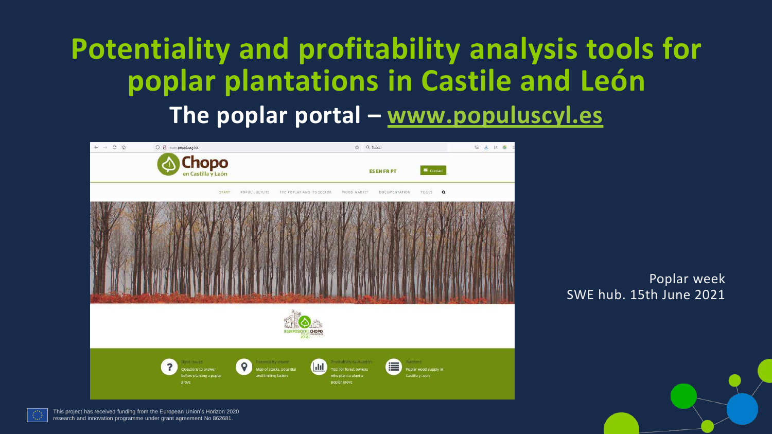# Potentiality and profitability analysis tools for poplar plantations in Castile and León

## The poplar portal – www.populuscyl.es

Chopo en Castilla y León

ES EN FR PT

Contact

START | POPULICULTURE | THE POPLAR AND ITS SECTOR | WOOD MARKET | DOCUMENTATION | TOOLS

Basic issues: Questions to answer before planting a poplar grove

Potentiality viewer: Map of stocks, potential and limiting factors

Profitability calculation: Tool for forest owners who plan to plant a poplar grove

Auctions: Poplar wood supply in Castilla y León

Poplar week
SWE hub. 15th June 2021

This project has received funding from the European Union's Horizon 2020 research and innovation programme under grant agreement No 862681.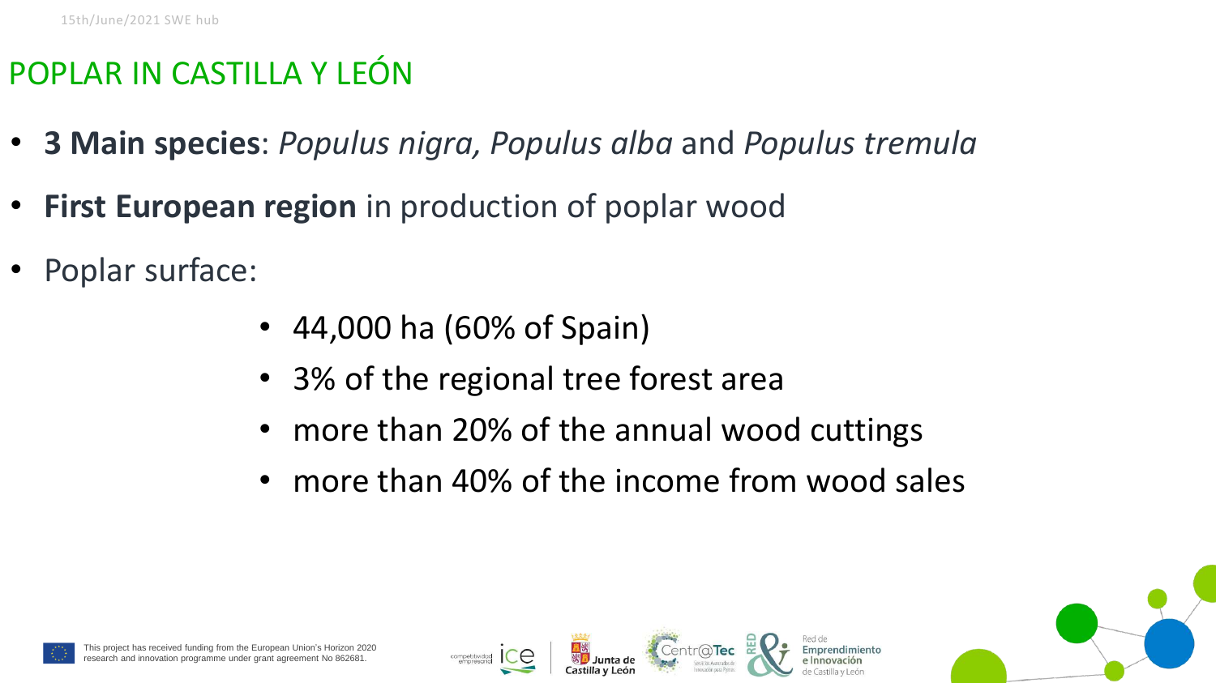# POPLAR IN CASTILLA Y LEÓN

- **3 Main species**: *Populus nigra, Populus alba* and *Populus tremula*
- **First European region** in production of poplar wood
- Poplar surface:
  - 44,000 ha (60% of Spain)
  - 3% of the regional tree forest area
  - more than 20% of the annual wood cuttings
  - more than 40% of the income from wood sales

This project has received funding from the European Union's Horizon 2020 research and innovation programme under grant agreement No 862681.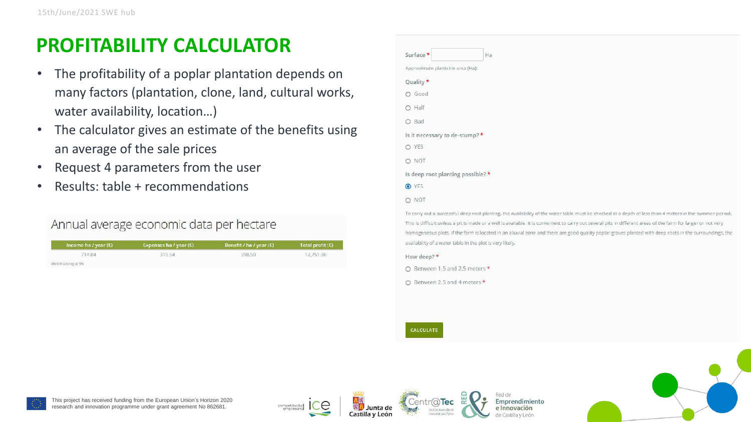# PROFITABILITY CALCULATOR

- The profitability of a poplar plantation depends on many factors (plantation, clone, land, cultural works, water availability, location…)
- The calculator gives an estimate of the benefits using an average of the sale prices
- Request 4 parameters from the user
- Results: table + recommendations

## Annual average economic data per hectare

| Income ha / year (€) | Expenses ha / year (€) | Benefit / ha / year (€) | Total profit (€) |
|---|---|---|---|
| 714.04 | 315.54 | 398.50 | 12,751.96 |

With financing at 3%

Surface * [ ] Ha

Approximate plantable area (Ha):

Quality *

- ○ Good
- ○ Half
- ○ Bad

Is it necessary to de-stump? *

- ○ YES
- ○ NOT

Is deep root planting possible? *

- ◉ YES
- ○ NOT

To carry out a successful deep root planting, the availability of the water table must be checked at a depth of less than 4 meters in the summer period. This is difficult unless a pit is made or a well is available. It is convenient to carry out several pits in different areas of the farm for larger or not very homogeneous plots. If the farm is located in an alluvial zone and there are good quality poplar groves planted with deep roots in the surroundings, the availability of a water table in the plot is very likely.

How deep? *

- ○ Between 1.5 and 2.5 meters *
- ○ Between 2.5 and 4 meters *

CALCULATE

This project has received funding from the European Union's Horizon 2020 research and innovation programme under grant agreement No 862681.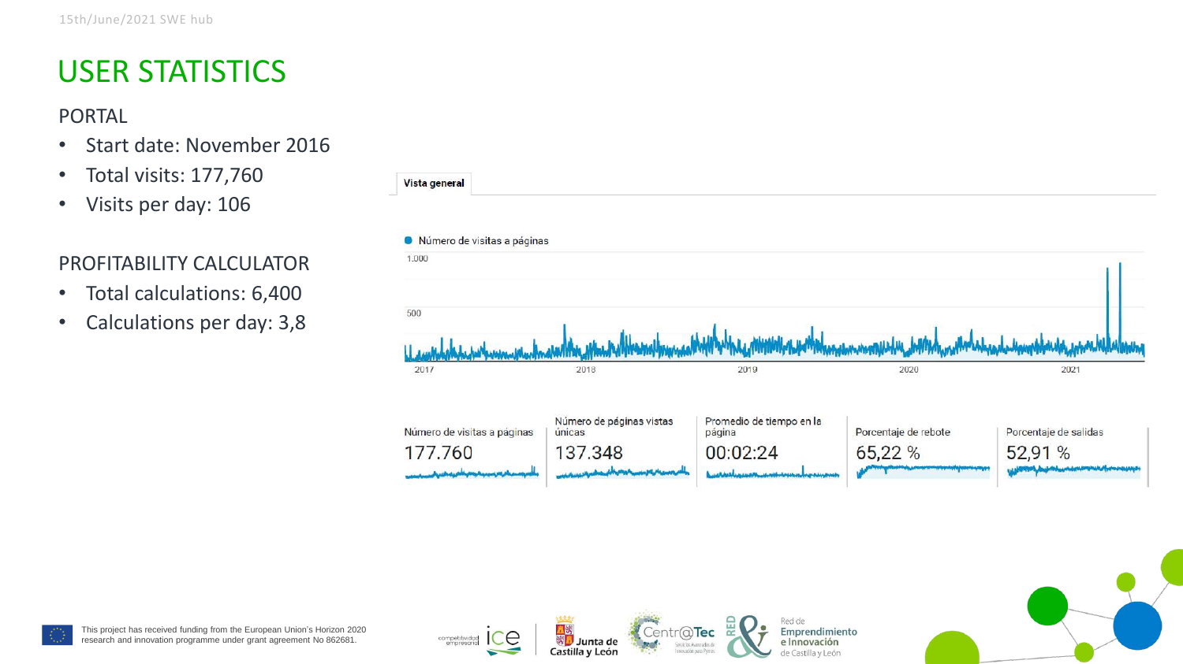# USER STATISTICS

## PORTAL

- Start date: November 2016
- Total visits: 177,760
- Visits per day: 106

## PROFITABILITY CALCULATOR

- Total calculations: 6,400
- Calculations per day: 3,8

Vista general

Número de visitas a páginas

| Número de visitas a páginas | Número de páginas vistas únicas | Promedio de tiempo en la página | Porcentaje de rebote | Porcentaje de salidas |
|---|---|---|---|---|
| 177.760 | 137.348 | 00:02:24 | 65,22 % | 52,91 % |

This project has received funding from the European Union's Horizon 2020 research and innovation programme under grant agreement No 862681.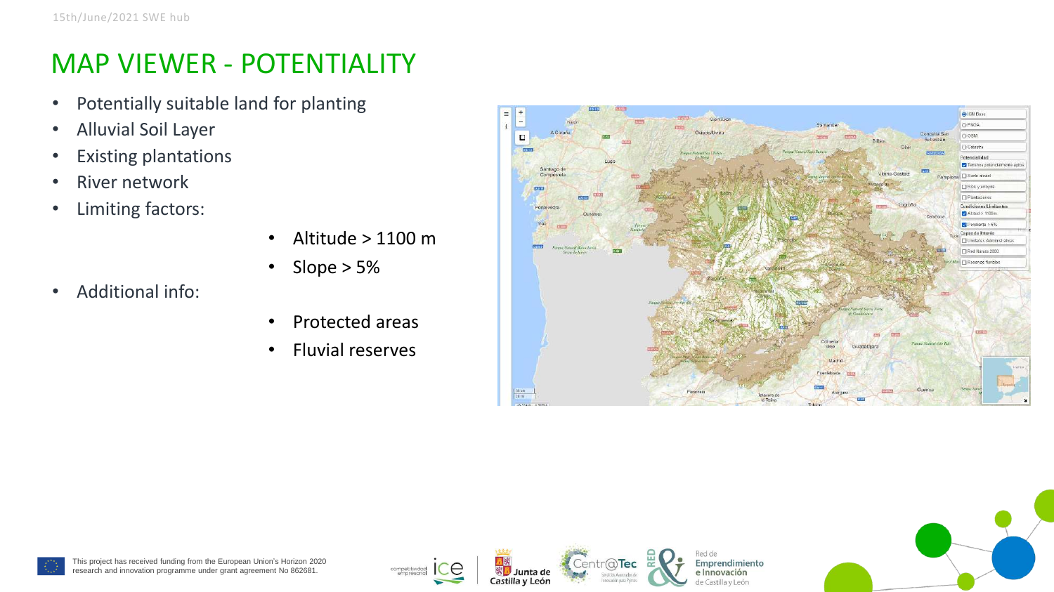# MAP VIEWER - POTENTIALITY

- Potentially suitable land for planting
- Alluvial Soil Layer
- Existing plantations
- River network
- Limiting factors:
  - Altitude > 1100 m
  - Slope > 5%
- Additional info:
  - Protected areas
  - Fluvial reserves

This project has received funding from the European Union's Horizon 2020 research and innovation programme under grant agreement No 862681.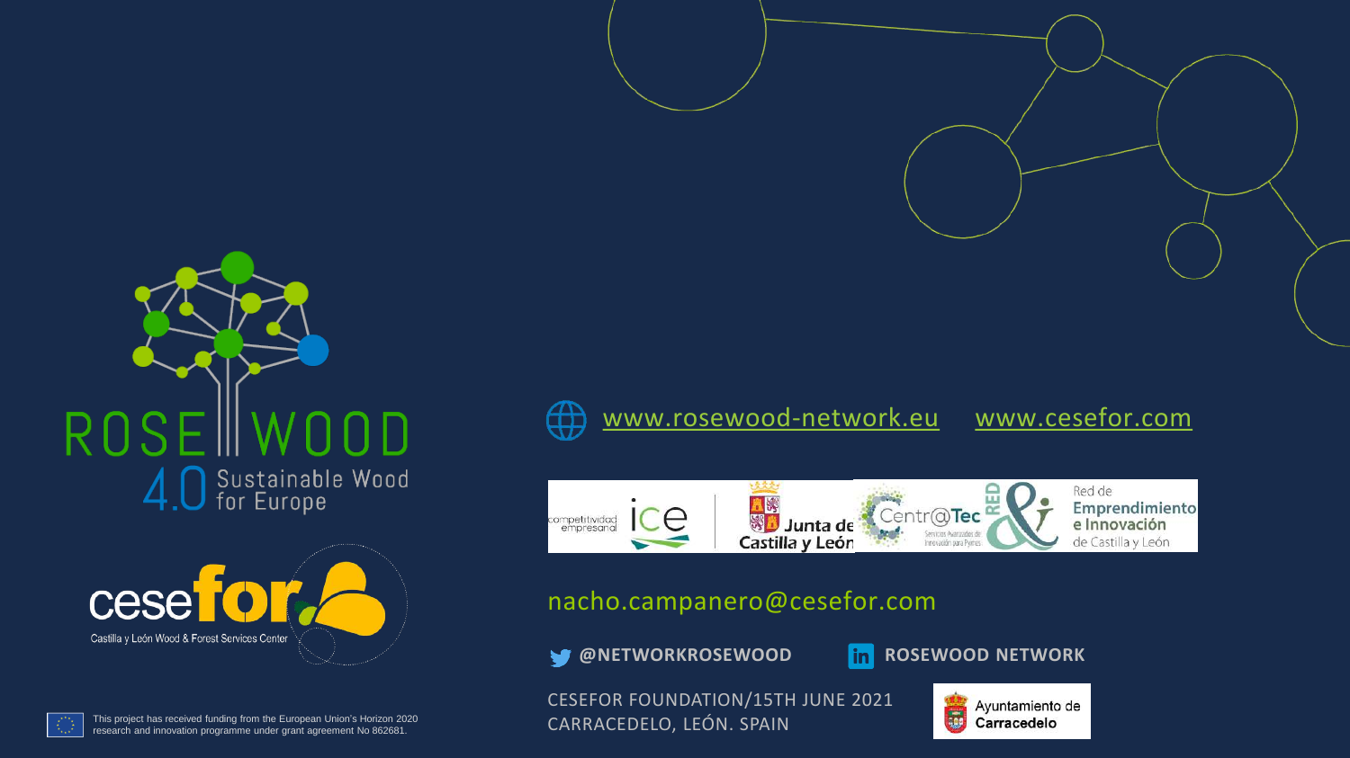ROSE WOOD 4.0 Sustainable Wood for Europe

cesefor

Castilla y León Wood & Forest Services Center

www.rosewood-network.eu www.cesefor.com

competitividad empresarial ice

Junta de Castilla y León

Centr@Tec Servicios Avanzados de Innovación para Pymes

RED Red de Emprendimiento e Innovación de Castilla y León

nacho.campanero@cesefor.com

@NETWORKROSEWOOD

ROSEWOOD NETWORK

CESEFOR FOUNDATION/15TH JUNE 2021
CARRACEDELO, LEÓN. SPAIN

Ayuntamiento de Carracedelo

This project has received funding from the European Union's Horizon 2020 research and innovation programme under grant agreement No 862681.